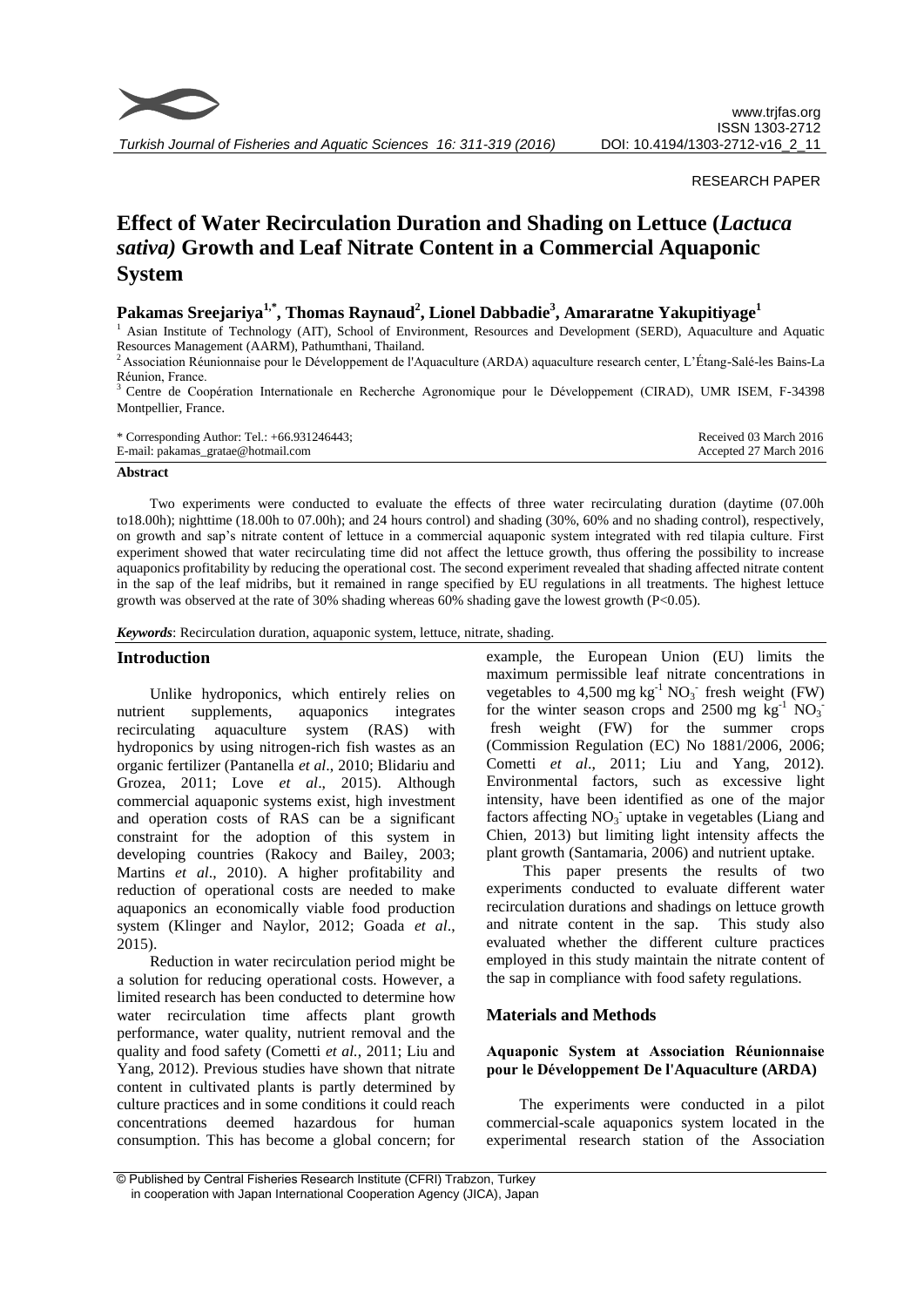RESEARCH PAPER

# Effect of Water Recirculation Duration and Shading on Lettuce (*Lactuca sativa)* Growth and Leaf Nitrate Content in a Commercial Aquaponic System

**Pakamas Sreejariya[1,*], Thomas Raynaud[2], Lionel Dabbadie[3], Amararatne Yakupitiyage[1]**

[1] Asian Institute of Technology (AIT), School of Environment, Resources and Development (SERD), Aquaculture and Aquatic Resources Management (AARM), Pathumthani, Thailand.

[2] Association Réunionnaise pour le Développement de l'Aquaculture (ARDA) aquaculture research center, L'Étang-Salé-les Bains-La Réunion, France.

[3] Centre de Coopération Internationale en Recherche Agronomique pour le Développement (CIRAD), UMR ISEM, F-34398 Montpellier, France.

\* Corresponding Author: Tel.: +66.931246443;
E-mail: pakamas_gratae@hotmail.com

Received 03 March 2016
Accepted 27 March 2016

**Abstract**

Two experiments were conducted to evaluate the effects of three water recirculating duration (daytime (07.00h to18.00h); nighttime (18.00h to 07.00h); and 24 hours control) and shading (30%, 60% and no shading control), respectively, on growth and sap's nitrate content of lettuce in a commercial aquaponic system integrated with red tilapia culture. First experiment showed that water recirculating time did not affect the lettuce growth, thus offering the possibility to increase aquaponics profitability by reducing the operational cost. The second experiment revealed that shading affected nitrate content in the sap of the leaf midribs, but it remained in range specified by EU regulations in all treatments. The highest lettuce growth was observed at the rate of 30% shading whereas 60% shading gave the lowest growth ($P<0.05$).

***Keywords***: Recirculation duration, aquaponic system, lettuce, nitrate, shading.

## Introduction

Unlike hydroponics, which entirely relies on nutrient supplements, aquaponics integrates recirculating aquaculture system (RAS) with hydroponics by using nitrogen-rich fish wastes as an organic fertilizer (Pantanella *et al*., 2010; Blidariu and Grozea, 2011; Love *et al*., 2015). Although commercial aquaponic systems exist, high investment and operation costs of RAS can be a significant constraint for the adoption of this system in developing countries (Rakocy and Bailey, 2003; Martins *et al*., 2010). A higher profitability and reduction of operational costs are needed to make aquaponics an economically viable food production system (Klinger and Naylor, 2012; Goada *et al*., 2015).

Reduction in water recirculation period might be a solution for reducing operational costs. However, a limited research has been conducted to determine how water recirculation time affects plant growth performance, water quality, nutrient removal and the quality and food safety (Cometti *et al.,* 2011; Liu and Yang, 2012). Previous studies have shown that nitrate content in cultivated plants is partly determined by culture practices and in some conditions it could reach concentrations deemed hazardous for human consumption. This has become a global concern; for example, the European Union (EU) limits the maximum permissible leaf nitrate concentrations in vegetables to 4,500 mg $kg^{-1}$ $NO_3^-$ fresh weight (FW) for the winter season crops and 2500 mg $kg^{-1}$ $NO_3^-$ fresh weight (FW) for the summer crops (Commission Regulation (EC) No 1881/2006, 2006; Cometti *et al*., 2011; Liu and Yang, 2012). Environmental factors, such as excessive light intensity, have been identified as one of the major factors affecting $NO_3^-$ uptake in vegetables (Liang and Chien, 2013) but limiting light intensity affects the plant growth (Santamaria, 2006) and nutrient uptake.

This paper presents the results of two experiments conducted to evaluate different water recirculation durations and shadings on lettuce growth and nitrate content in the sap. This study also evaluated whether the different culture practices employed in this study maintain the nitrate content of the sap in compliance with food safety regulations.

## Materials and Methods

### Aquaponic System at Association Réunionnaise pour le Développement De l'Aquaculture (ARDA)

The experiments were conducted in a pilot commercial-scale aquaponics system located in the experimental research station of the Association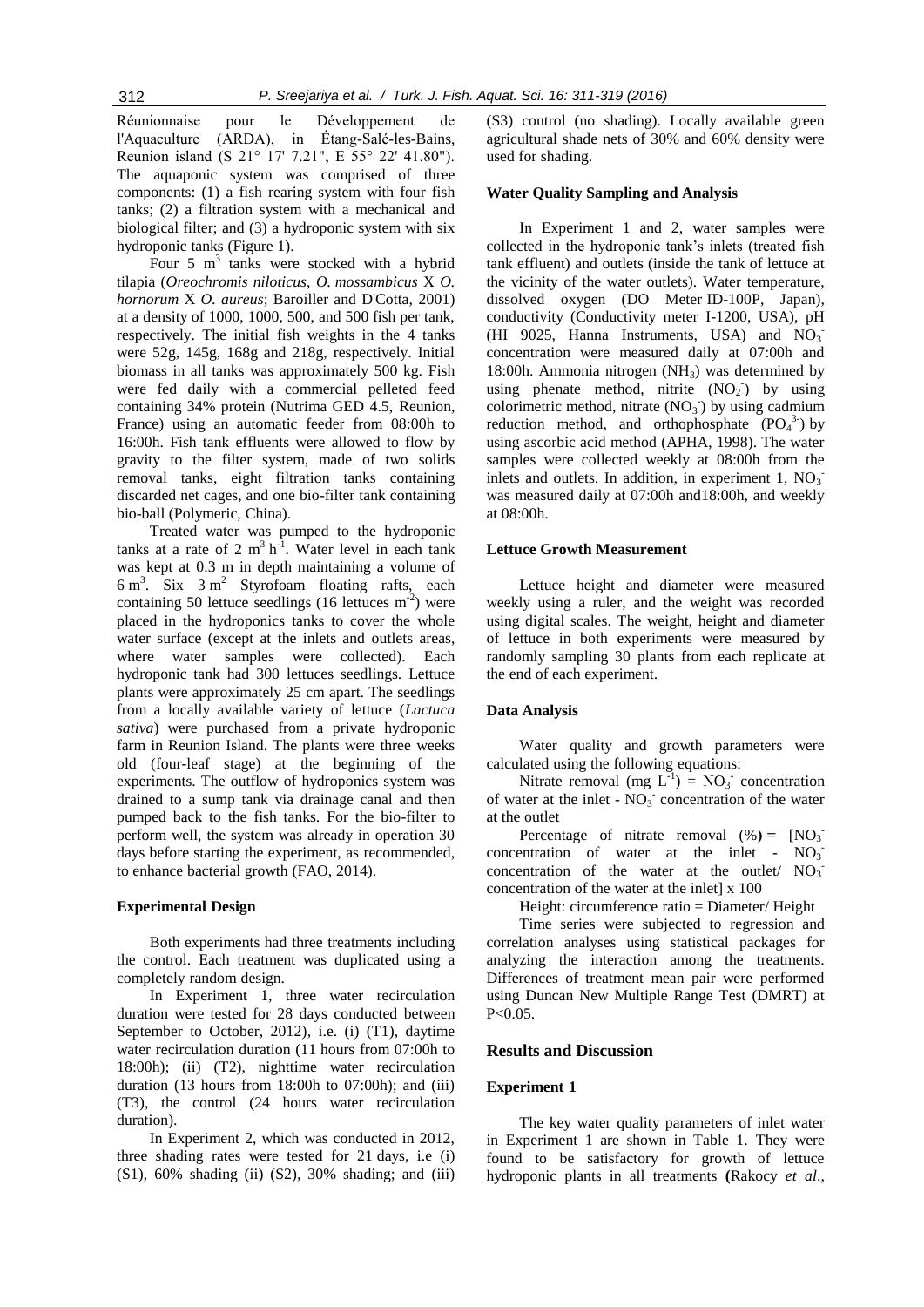Réunionnaise pour le Développement de l'Aquaculture (ARDA), in Étang-Salé-les-Bains, Reunion island (S 21° 17' 7.21", E 55° 22' 41.80"). The aquaponic system was comprised of three components: (1) a fish rearing system with four fish tanks; (2) a filtration system with a mechanical and biological filter; and (3) a hydroponic system with six hydroponic tanks (Figure 1).

Four 5 $m^3$ tanks were stocked with a hybrid tilapia (*Oreochromis niloticus*, *O. mossambicus* X *O. hornorum* X *O. aureus*; Baroiller and D'Cotta, 2001) at a density of 1000, 1000, 500, and 500 fish per tank, respectively. The initial fish weights in the 4 tanks were 52g, 145g, 168g and 218g, respectively. Initial biomass in all tanks was approximately 500 kg. Fish were fed daily with a commercial pelleted feed containing 34% protein (Nutrima GED 4.5, Reunion, France) using an automatic feeder from 08:00h to 16:00h. Fish tank effluents were allowed to flow by gravity to the filter system, made of two solids removal tanks, eight filtration tanks containing discarded net cages, and one bio-filter tank containing bio-ball (Polymeric, China).

Treated water was pumped to the hydroponic tanks at a rate of 2 $m^3 h^{-1}$. Water level in each tank was kept at 0.3 m in depth maintaining a volume of 6 $m^3$. Six 3 $m^2$ Styrofoam floating rafts, each containing 50 lettuce seedlings (16 lettuces $m^{-2}$) were placed in the hydroponics tanks to cover the whole water surface (except at the inlets and outlets areas, where water samples were collected). Each hydroponic tank had 300 lettuces seedlings. Lettuce plants were approximately 25 cm apart. The seedlings from a locally available variety of lettuce (*Lactuca sativa*) were purchased from a private hydroponic farm in Reunion Island. The plants were three weeks old (four-leaf stage) at the beginning of the experiments. The outflow of hydroponics system was drained to a sump tank via drainage canal and then pumped back to the fish tanks. For the bio-filter to perform well, the system was already in operation 30 days before starting the experiment, as recommended, to enhance bacterial growth (FAO, 2014).

#### Experimental Design

Both experiments had three treatments including the control. Each treatment was duplicated using a completely random design.

In Experiment 1, three water recirculation duration were tested for 28 days conducted between September to October, 2012), i.e. (i) (T1), daytime water recirculation duration (11 hours from 07:00h to 18:00h); (ii) (T2), nighttime water recirculation duration (13 hours from 18:00h to 07:00h); and (iii) (T3), the control (24 hours water recirculation duration).

In Experiment 2, which was conducted in 2012, three shading rates were tested for 21 days, i.e (i) (S1), 60% shading (ii) (S2), 30% shading; and (iii) (S3) control (no shading). Locally available green agricultural shade nets of 30% and 60% density were used for shading.

#### Water Quality Sampling and Analysis

In Experiment 1 and 2, water samples were collected in the hydroponic tank's inlets (treated fish tank effluent) and outlets (inside the tank of lettuce at the vicinity of the water outlets). Water temperature, dissolved oxygen (DO Meter ID-100P, Japan), conductivity (Conductivity meter I-1200, USA), pH (HI 9025, Hanna Instruments, USA) and $NO_3^-$ concentration were measured daily at 07:00h and 18:00h. Ammonia nitrogen ($NH_3$) was determined by using phenate method, nitrite ($NO_2^-$) by using colorimetric method, nitrate ($NO_3^-$) by using cadmium reduction method, and orthophosphate ($PO_4^{3-}$) by using ascorbic acid method (APHA, 1998). The water samples were collected weekly at 08:00h from the inlets and outlets. In addition, in experiment 1, $NO_3^-$ was measured daily at 07:00h and18:00h, and weekly at 08:00h.

#### Lettuce Growth Measurement

Lettuce height and diameter were measured weekly using a ruler, and the weight was recorded using digital scales. The weight, height and diameter of lettuce in both experiments were measured by randomly sampling 30 plants from each replicate at the end of each experiment.

#### Data Analysis

Water quality and growth parameters were calculated using the following equations:

Nitrate removal (mg $L^{-1}$) = $NO_3^-$ concentration of water at the inlet - $NO_3^-$ concentration of the water at the outlet

Percentage of nitrate removal (%) = [$NO_3^-$ concentration of water at the inlet - $NO_3^-$ concentration of the water at the outlet/ $NO_3^-$ concentration of the water at the inlet] x 100

Height: circumference ratio = Diameter/ Height

Time series were subjected to regression and correlation analyses using statistical packages for analyzing the interaction among the treatments. Differences of treatment mean pair were performed using Duncan New Multiple Range Test (DMRT) at $P<0.05$.

## Results and Discussion

#### Experiment 1

The key water quality parameters of inlet water in Experiment 1 are shown in Table 1. They were found to be satisfactory for growth of lettuce hydroponic plants in all treatments **(**Rakocy *et al*.,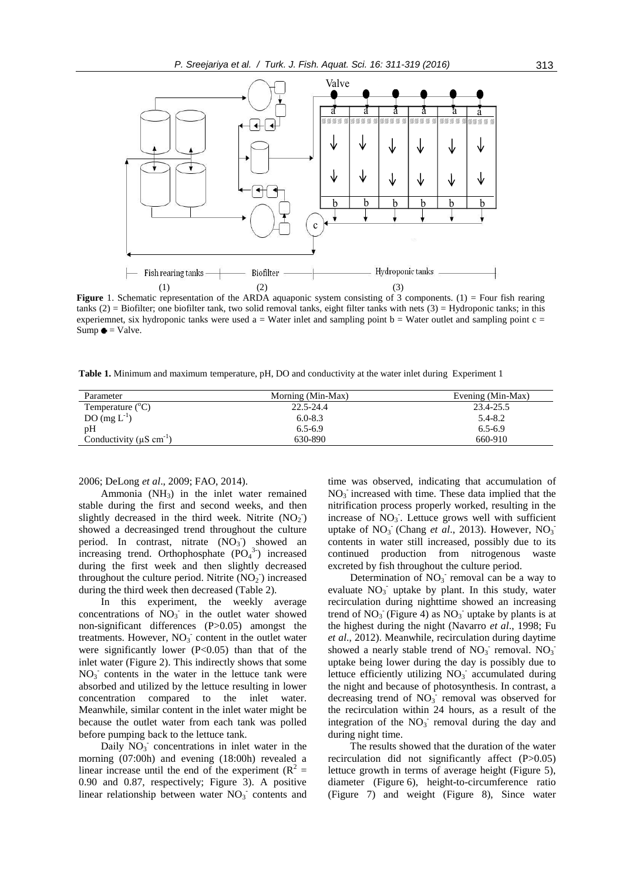**Figure** 1. Schematic representation of the ARDA aquaponic system consisting of 3 components. (1) = Four fish rearing tanks (2) = Biofilter; one biofilter tank, two solid removal tanks, eight filter tanks with nets (3) = Hydroponic tanks; in this experiemnet, six hydroponic tanks were used a = Water inlet and sampling point b = Water outlet and sampling point c = Sump ● = Valve.

**Table 1.** Minimum and maximum temperature, pH, DO and conductivity at the water inlet during Experiment 1

| Parameter | Morning (Min-Max) | Evening (Min-Max) |
|---|---|---|
| Temperature (°C) | 22.5-24.4 | 23.4-25.5 |
| DO (mg $L^{-1}$) | 6.0-8.3 | 5.4-8.2 |
| pH | 6.5-6.9 | 6.5-6.9 |
| Conductivity (μS $cm^{-1}$) | 630-890 | 660-910 |

2006; DeLong *et al*., 2009; FAO, 2014).

Ammonia ($NH_3$) in the inlet water remained stable during the first and second weeks, and then slightly decreased in the third week. Nitrite ($NO_2^-$) showed a decreasinged trend throughout the culture period. In contrast, nitrate ($NO_3^-$) showed an increasing trend. Orthophosphate ($PO_4^{3-}$) increased during the first week and then slightly decreased throughout the culture period. Nitrite ($NO_2^-$) increased during the third week then decreased (Table 2).

In this experiment, the weekly average concentrations of $NO_3^-$ in the outlet water showed non-significant differences ($P>0.05$) amongst the treatments. However, $NO_3^-$ content in the outlet water were significantly lower ($P<0.05$) than that of the inlet water (Figure 2). This indirectly shows that some $NO_3^-$ contents in the water in the lettuce tank were absorbed and utilized by the lettuce resulting in lower concentration compared to the inlet water. Meanwhile, similar content in the inlet water might be because the outlet water from each tank was polled before pumping back to the lettuce tank.

Daily $NO_3^-$ concentrations in inlet water in the morning (07:00h) and evening (18:00h) revealed a linear increase until the end of the experiment ($R^2$ = 0.90 and 0.87, respectively; Figure 3). A positive linear relationship between water $NO_3^-$ contents and time was observed, indicating that accumulation of $NO_3^-$ increased with time. These data implied that the nitrification process properly worked, resulting in the increase of $NO_3^-$. Lettuce grows well with sufficient uptake of $NO_3^-$ (Chang *et al*., 2013). However, $NO_3^-$ contents in water still increased, possibly due to its continued production from nitrogenous waste excreted by fish throughout the culture period.

Determination of $NO_3^-$ removal can be a way to evaluate $NO_3^-$ uptake by plant. In this study, water recirculation during nighttime showed an increasing trend of $NO_3^-$ (Figure 4) as $NO_3^-$ uptake by plants is at the highest during the night (Navarro *et al*., 1998; Fu *et al*., 2012). Meanwhile, recirculation during daytime showed a nearly stable trend of $NO_3^-$ removal. $NO_3^-$ uptake being lower during the day is possibly due to lettuce efficiently utilizing $NO_3^-$ accumulated during the night and because of photosynthesis. In contrast, a decreasing trend of $NO_3^-$ removal was observed for the recirculation within 24 hours, as a result of the integration of the $NO_3^-$ removal during the day and during night time.

The results showed that the duration of the water recirculation did not significantly affect ($P>0.05$) lettuce growth in terms of average height (Figure 5), diameter (Figure 6), height-to-circumference ratio (Figure 7) and weight (Figure 8), Since water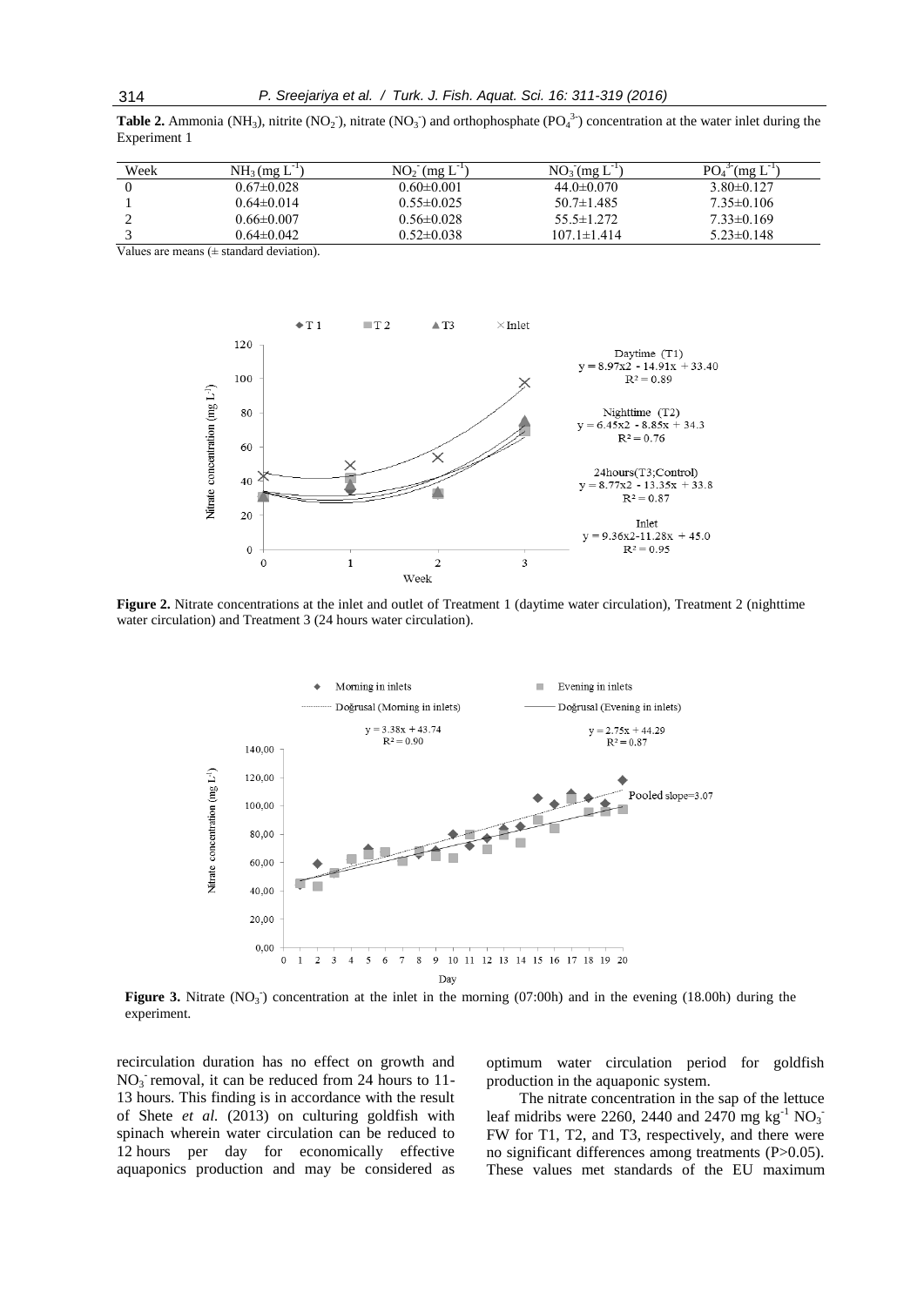**Table 2.** Ammonia ($NH_3$), nitrite ($NO_2^-$), nitrate ($NO_3^-$) and orthophosphate ($PO_4^{3-}$) concentration at the water inlet during the Experiment 1

| Week | $NH_3$ (mg $L^{-1}$) | $NO_2^-$ (mg $L^{-1}$) | $NO_3^-$(mg $L^{-1}$) | $PO_4^{3-}$(mg $L^{-1}$) |
|---|---|---|---|---|
| 0 | 0.67±0.028 | 0.60±0.001 | 44.0±0.070 | 3.80±0.127 |
| 1 | 0.64±0.014 | 0.55±0.025 | 50.7±1.485 | 7.35±0.106 |
| 2 | 0.66±0.007 | 0.56±0.028 | 55.5±1.272 | 7.33±0.169 |
| 3 | 0.64±0.042 | 0.52±0.038 | 107.1±1.414 | 5.23±0.148 |

Values are means (± standard deviation).

**Figure 2.** Nitrate concentrations at the inlet and outlet of Treatment 1 (daytime water circulation), Treatment 2 (nighttime water circulation) and Treatment 3 (24 hours water circulation).

**Figure 3.** Nitrate ($NO_3^-$) concentration at the inlet in the morning (07:00h) and in the evening (18.00h) during the experiment.

recirculation duration has no effect on growth and $NO_3^-$ removal, it can be reduced from 24 hours to 11-13 hours. This finding is in accordance with the result of Shete *et al.* (2013) on culturing goldfish with spinach wherein water circulation can be reduced to 12 hours per day for economically effective aquaponics production and may be considered as optimum water circulation period for goldfish production in the aquaponic system.

The nitrate concentration in the sap of the lettuce leaf midribs were 2260, 2440 and 2470 mg $kg^{-1}$ $NO_3^-$ FW for T1, T2, and T3, respectively, and there were no significant differences among treatments ($P>0.05$). These values met standards of the EU maximum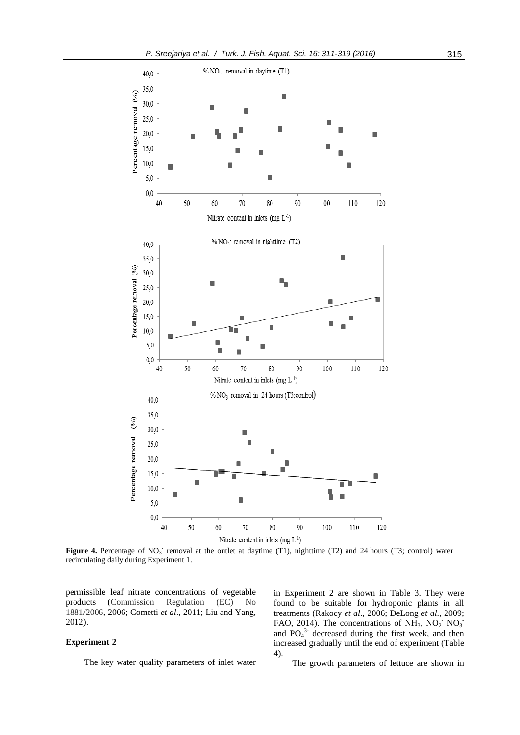**Figure 4.** Percentage of $NO_3^-$ removal at the outlet at daytime (T1), nighttime (T2) and 24 hours (T3; control) water recirculating daily during Experiment 1.

permissible leaf nitrate concentrations of vegetable products (Commission Regulation (EC) No 1881/2006, 2006; Cometti *et al*., 2011; Liu and Yang, 2012).

### Experiment 2

The key water quality parameters of inlet water in Experiment 2 are shown in Table 3. They were found to be suitable for hydroponic plants in all treatments (Rakocy *et al*., 2006; DeLong *et al*., 2009; FAO, 2014). The concentrations of $NH_3$, $NO_2^-$ $NO_3^-$ and $PO_4^{3-}$ decreased during the first week, and then increased gradually until the end of experiment (Table 4).

The growth parameters of lettuce are shown in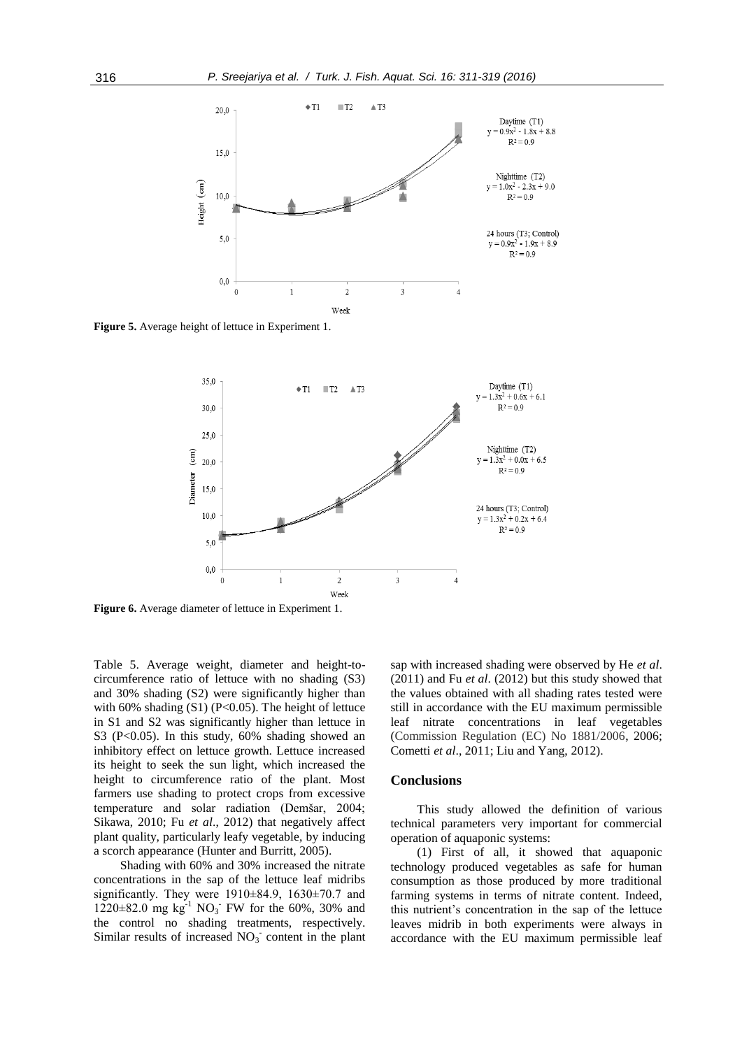**Figure 5.** Average height of lettuce in Experiment 1.

**Figure 6.** Average diameter of lettuce in Experiment 1.

Table 5. Average weight, diameter and height-to-circumference ratio of lettuce with no shading (S3) and 30% shading (S2) were significantly higher than with 60% shading (S1) ($P<0.05$). The height of lettuce in S1 and S2 was significantly higher than lettuce in S3 ($P<0.05$). In this study, 60% shading showed an inhibitory effect on lettuce growth. Lettuce increased its height to seek the sun light, which increased the height to circumference ratio of the plant. Most farmers use shading to protect crops from excessive temperature and solar radiation (Demšar, 2004; Sikawa, 2010; Fu *et al*., 2012) that negatively affect plant quality, particularly leafy vegetable, by inducing a scorch appearance (Hunter and Burritt, 2005).

Shading with 60% and 30% increased the nitrate concentrations in the sap of the lettuce leaf midribs significantly. They were 1910±84.9, 1630±70.7 and 1220±82.0 mg $kg^{-1}$ $NO_3^-$ FW for the 60%, 30% and the control no shading treatments, respectively. Similar results of increased $NO_3^-$ content in the plant sap with increased shading were observed by He *et al*. (2011) and Fu *et al*. (2012) but this study showed that the values obtained with all shading rates tested were still in accordance with the EU maximum permissible leaf nitrate concentrations in leaf vegetables (Commission Regulation (EC) No 1881/2006, 2006; Cometti *et al*., 2011; Liu and Yang, 2012).

## Conclusions

This study allowed the definition of various technical parameters very important for commercial operation of aquaponic systems:

(1) First of all, it showed that aquaponic technology produced vegetables as safe for human consumption as those produced by more traditional farming systems in terms of nitrate content. Indeed, this nutrient's concentration in the sap of the lettuce leaves midrib in both experiments were always in accordance with the EU maximum permissible leaf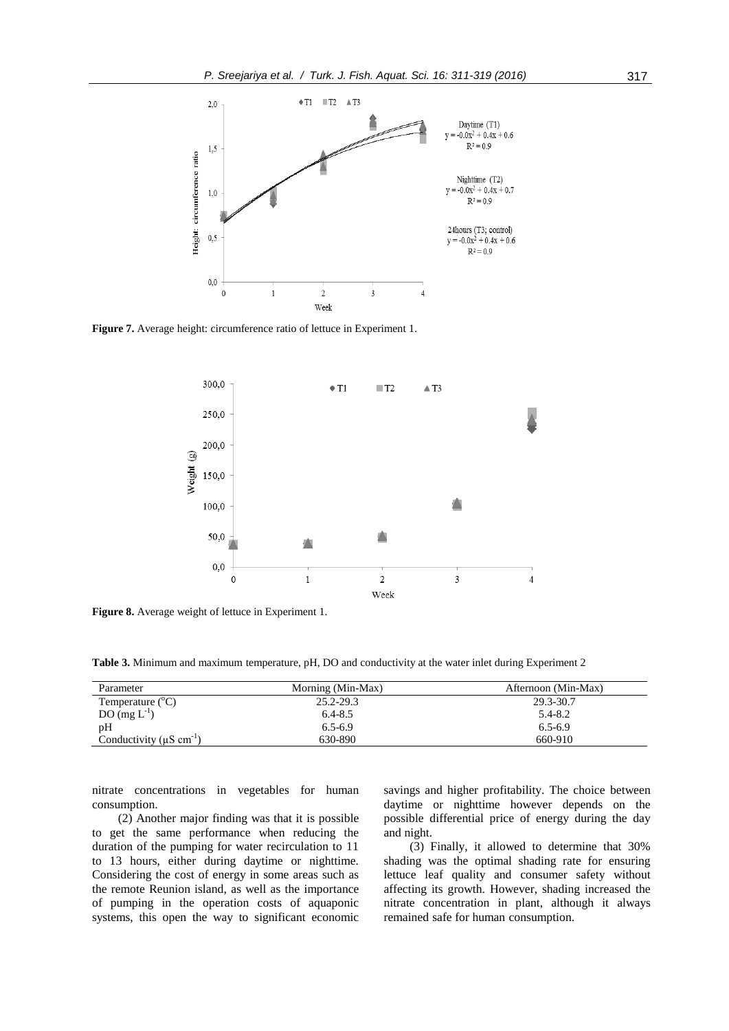Figure 7. Average height: circumference ratio of lettuce in Experiment 1.

Figure 8. Average weight of lettuce in Experiment 1.

**Table 3.** Minimum and maximum temperature, pH, DO and conductivity at the water inlet during Experiment 2

| Parameter | Morning (Min-Max) | Afternoon (Min-Max) |
|---|---|---|
| Temperature (°C) | 25.2-29.3 | 29.3-30.7 |
| DO (mg $L^{-1}$) | 6.4-8.5 | 5.4-8.2 |
| pH | 6.5-6.9 | 6.5-6.9 |
| Conductivity (µS $cm^{-1}$) | 630-890 | 660-910 |

nitrate concentrations in vegetables for human consumption.

(2) Another major finding was that it is possible to get the same performance when reducing the duration of the pumping for water recirculation to 11 to 13 hours, either during daytime or nighttime. Considering the cost of energy in some areas such as the remote Reunion island, as well as the importance of pumping in the operation costs of aquaponic systems, this open the way to significant economic savings and higher profitability. The choice between daytime or nighttime however depends on the possible differential price of energy during the day and night.

(3) Finally, it allowed to determine that 30% shading was the optimal shading rate for ensuring lettuce leaf quality and consumer safety without affecting its growth. However, shading increased the nitrate concentration in plant, although it always remained safe for human consumption.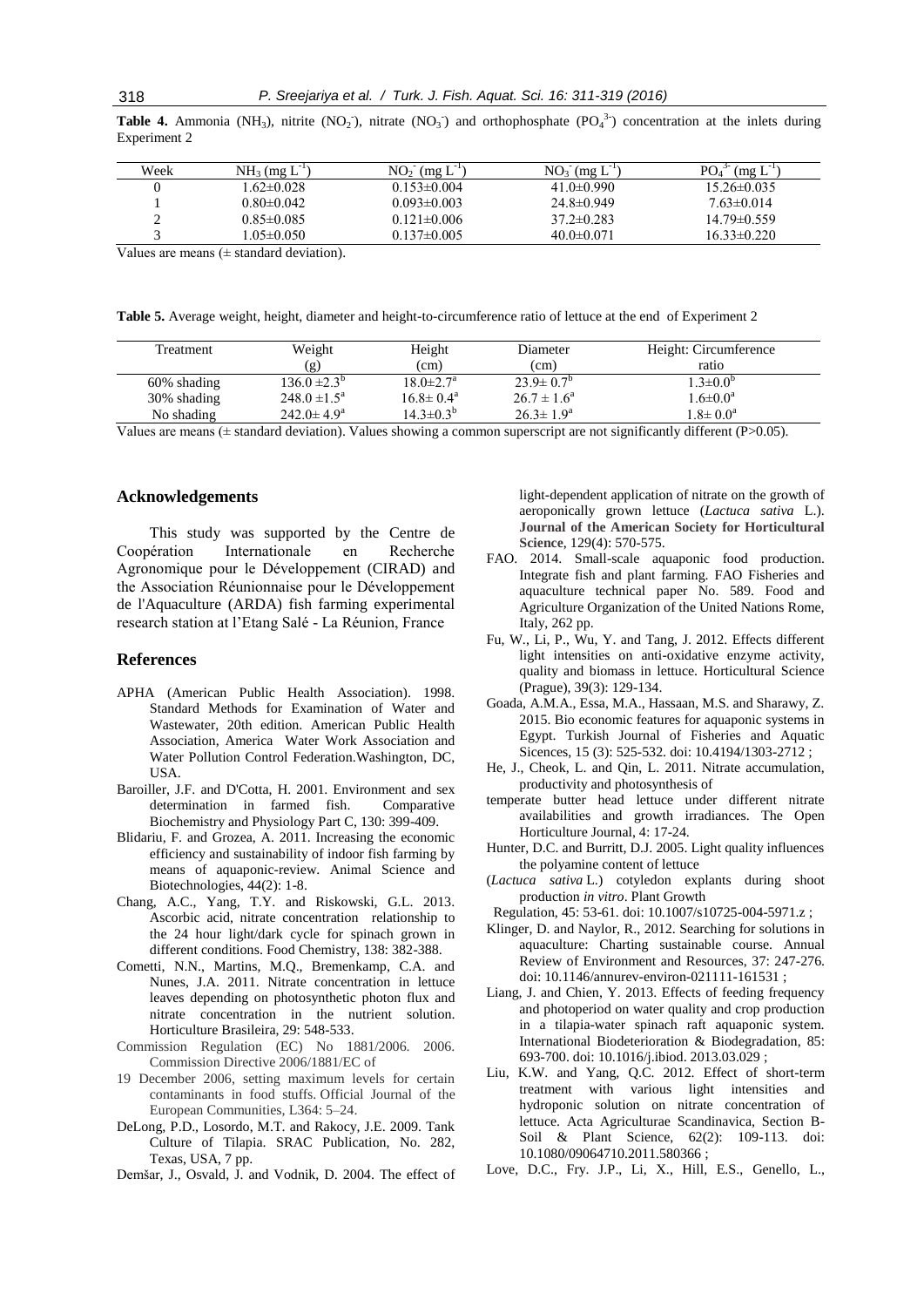**Table 4.** Ammonia ($NH_3$), nitrite ($NO_2^-$), nitrate ($NO_3^-$) and orthophosphate ($PO_4^{3-}$) concentration at the inlets during Experiment 2

| Week | $NH_3$ (mg $L^{-1}$) | $NO_2^-$ (mg $L^{-1}$) | $NO_3^-$ (mg $L^{-1}$) | $PO_4^{3-}$ (mg $L^{-1}$) |
|---|---|---|---|---|
| 0 | 1.62±0.028 | 0.153±0.004 | 41.0±0.990 | 15.26±0.035 |
| 1 | 0.80±0.042 | 0.093±0.003 | 24.8±0.949 | 7.63±0.014 |
| 2 | 0.85±0.085 | 0.121±0.006 | 37.2±0.283 | 14.79±0.559 |
| 3 | 1.05±0.050 | 0.137±0.005 | 40.0±0.071 | 16.33±0.220 |

Values are means (± standard deviation).

**Table 5.** Average weight, height, diameter and height-to-circumference ratio of lettuce at the end of Experiment 2

| Treatment | Weight (g) | Height (cm) | Diameter (cm) | Height: Circumference ratio |
|---|---|---|---|---|
| 60% shading | $136.0 \pm 2.3^b$ | $18.0 \pm 2.7^a$ | $23.9 \pm 0.7^b$ | $1.3 \pm 0.0^b$ |
| 30% shading | $248.0 \pm 1.5^a$ | $16.8 \pm 0.4^a$ | $26.7 \pm 1.6^a$ | $1.6 \pm 0.0^a$ |
| No shading | $242.0 \pm 4.9^a$ | $14.3 \pm 0.3^b$ | $26.3 \pm 1.9^a$ | $1.8 \pm 0.0^a$ |

Values are means (± standard deviation). Values showing a common superscript are not significantly different ($P>0.05$).

## Acknowledgements

This study was supported by the Centre de Coopération Internationale en Recherche Agronomique pour le Développement (CIRAD) and the Association Réunionnaise pour le Développement de l'Aquaculture (ARDA) fish farming experimental research station at l'Etang Salé - La Réunion, France

## References

- APHA (American Public Health Association). 1998. Standard Methods for Examination of Water and Wastewater, 20th edition. American Public Health Association, America Water Work Association and Water Pollution Control Federation.Washington, DC, USA.
- Baroiller, J.F. and D'Cotta, H. 2001. Environment and sex determination in farmed fish. Comparative Biochemistry and Physiology Part C, 130: 399-409.
- Blidariu, F. and Grozea, A. 2011. Increasing the economic efficiency and sustainability of indoor fish farming by means of aquaponic-review. Animal Science and Biotechnologies, 44(2): 1-8.
- Chang, A.C., Yang, T.Y. and Riskowski, G.L. 2013. Ascorbic acid, nitrate concentration relationship to the 24 hour light/dark cycle for spinach grown in different conditions. Food Chemistry, 138: 382-388.
- Cometti, N.N., Martins, M.Q., Bremenkamp, C.A. and Nunes, J.A. 2011. Nitrate concentration in lettuce leaves depending on photosynthetic photon flux and nitrate concentration in the nutrient solution. Horticulture Brasileira, 29: 548-533.
- Commission Regulation (EC) No 1881/2006. 2006. Commission Directive 2006/1881/EC of 19 December 2006, setting maximum levels for certain contaminants in food stuffs. Official Journal of the European Communities, L364: 5–24.
- DeLong, P.D., Losordo, M.T. and Rakocy, J.E. 2009. Tank Culture of Tilapia. SRAC Publication, No. 282, Texas, USA, 7 pp.
- Demšar, J., Osvald, J. and Vodnik, D. 2004. The effect of light-dependent application of nitrate on the growth of aeroponically grown lettuce (*Lactuca sativa* L.). **Journal of the American Society for Horticultural Science**, 129(4): 570-575.
- FAO. 2014. Small-scale aquaponic food production. Integrate fish and plant farming. FAO Fisheries and aquaculture technical paper No. 589. Food and Agriculture Organization of the United Nations Rome, Italy, 262 pp.
- Fu, W., Li, P., Wu, Y. and Tang, J. 2012. Effects different light intensities on anti-oxidative enzyme activity, quality and biomass in lettuce. Horticultural Science (Prague), 39(3): 129-134.
- Goada, A.M.A., Essa, M.A., Hassaan, M.S. and Sharawy, Z. 2015. Bio economic features for aquaponic systems in Egypt. Turkish Journal of Fisheries and Aquatic Sicences, 15 (3): 525-532. doi: 10.4194/1303-2712 ;
- He, J., Cheok, L. and Qin, L. 2011. Nitrate accumulation, productivity and photosynthesis of temperate butter head lettuce under different nitrate availabilities and growth irradiances. The Open Horticulture Journal, 4: 17-24.
- Hunter, D.C. and Burritt, D.J. 2005. Light quality influences the polyamine content of lettuce (*Lactuca sativa* L.) cotyledon explants during shoot production *in vitro*. Plant Growth Regulation, 45: 53-61. doi: 10.1007/s10725-004-5971.z ;
- Klinger, D. and Naylor, R., 2012. Searching for solutions in aquaculture: Charting sustainable course. Annual Review of Environment and Resources, 37: 247-276. doi: 10.1146/annurev-environ-021111-161531 ;
- Liang, J. and Chien, Y. 2013. Effects of feeding frequency and photoperiod on water quality and crop production in a tilapia-water spinach raft aquaponic system. International Biodeterioration & Biodegradation, 85: 693-700. doi: 10.1016/j.ibiod. 2013.03.029 ;
- Liu, K.W. and Yang, Q.C. 2012. Effect of short-term treatment with various light intensities and hydroponic solution on nitrate concentration of lettuce. Acta Agriculturae Scandinavica, Section B-Soil & Plant Science, 62(2): 109-113. doi: 10.1080/09064710.2011.580366 ;
- Love, D.C., Fry. J.P., Li, X., Hill, E.S., Genello, L.,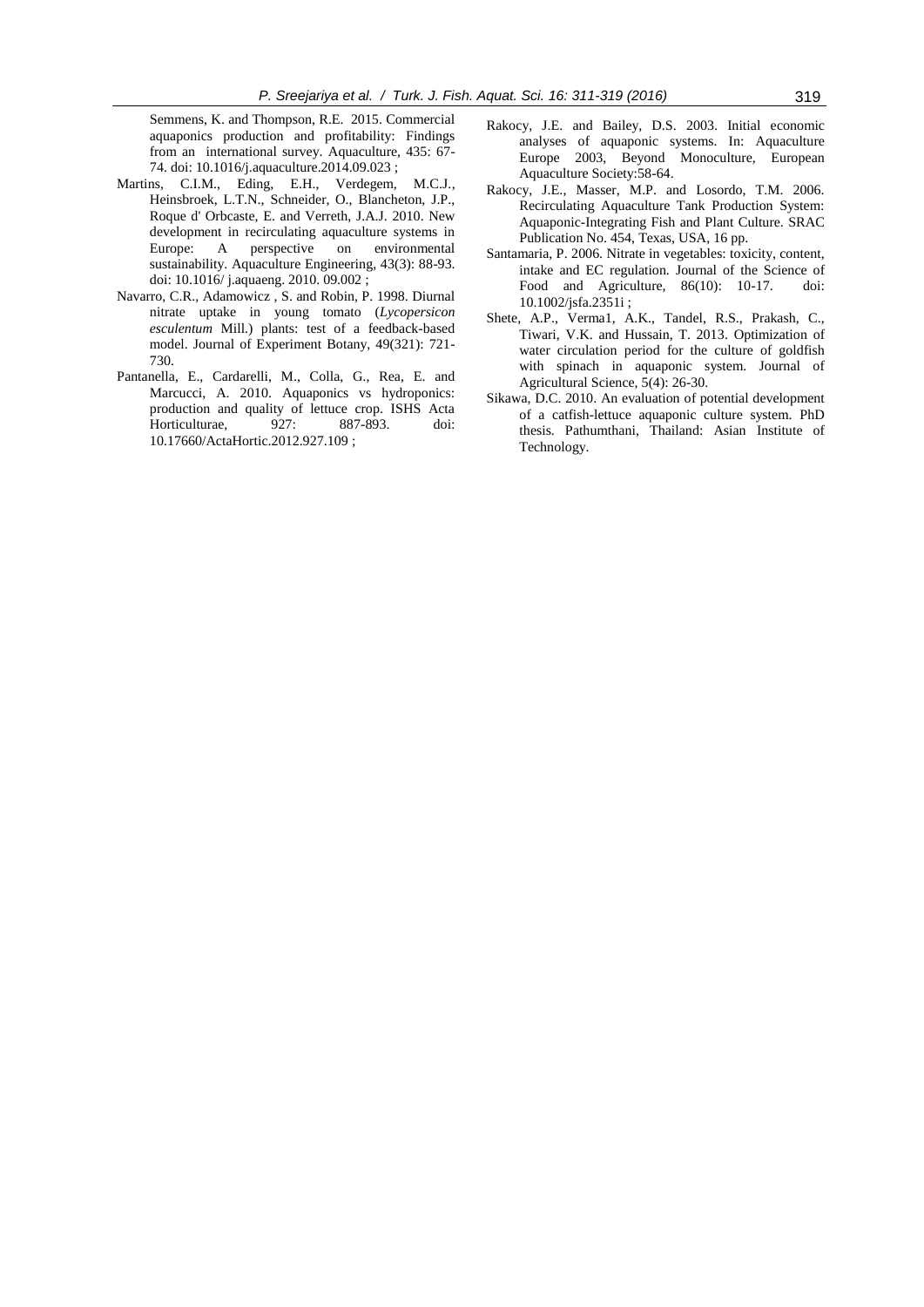Semmens, K. and Thompson, R.E. 2015. Commercial aquaponics production and profitability: Findings from an international survey. Aquaculture, 435: 67-74. doi: 10.1016/j.aquaculture.2014.09.023 ;

Martins, C.I.M., Eding, E.H., Verdegem, M.C.J., Heinsbroek, L.T.N., Schneider, O., Blancheton, J.P., Roque d' Orbcaste, E. and Verreth, J.A.J. 2010. New development in recirculating aquaculture systems in Europe: A perspective on environmental sustainability. Aquaculture Engineering, 43(3): 88-93. doi: 10.1016/ j.aquaeng. 2010. 09.002 ;

Navarro, C.R., Adamowicz , S. and Robin, P. 1998. Diurnal nitrate uptake in young tomato (*Lycopersicon esculentum* Mill.) plants: test of a feedback-based model. Journal of Experiment Botany, 49(321): 721-730.

Pantanella, E., Cardarelli, M., Colla, G., Rea, E. and Marcucci, A. 2010. Aquaponics vs hydroponics: production and quality of lettuce crop. ISHS Acta Horticulturae, 927: 887-893. doi: 10.17660/ActaHortic.2012.927.109 ;

Rakocy, J.E. and Bailey, D.S. 2003. Initial economic analyses of aquaponic systems. In: Aquaculture Europe 2003, Beyond Monoculture, European Aquaculture Society:58-64.

Rakocy, J.E., Masser, M.P. and Losordo, T.M. 2006. Recirculating Aquaculture Tank Production System: Aquaponic-Integrating Fish and Plant Culture. SRAC Publication No. 454, Texas, USA, 16 pp.

Santamaria, P. 2006. Nitrate in vegetables: toxicity, content, intake and EC regulation. Journal of the Science of Food and Agriculture, 86(10): 10-17. doi: 10.1002/jsfa.2351i ;

Shete, A.P., Verma1, A.K., Tandel, R.S., Prakash, C., Tiwari, V.K. and Hussain, T. 2013. Optimization of water circulation period for the culture of goldfish with spinach in aquaponic system. Journal of Agricultural Science, 5(4): 26-30.

Sikawa, D.C. 2010. An evaluation of potential development of a catfish-lettuce aquaponic culture system. PhD thesis. Pathumthani, Thailand: Asian Institute of Technology.